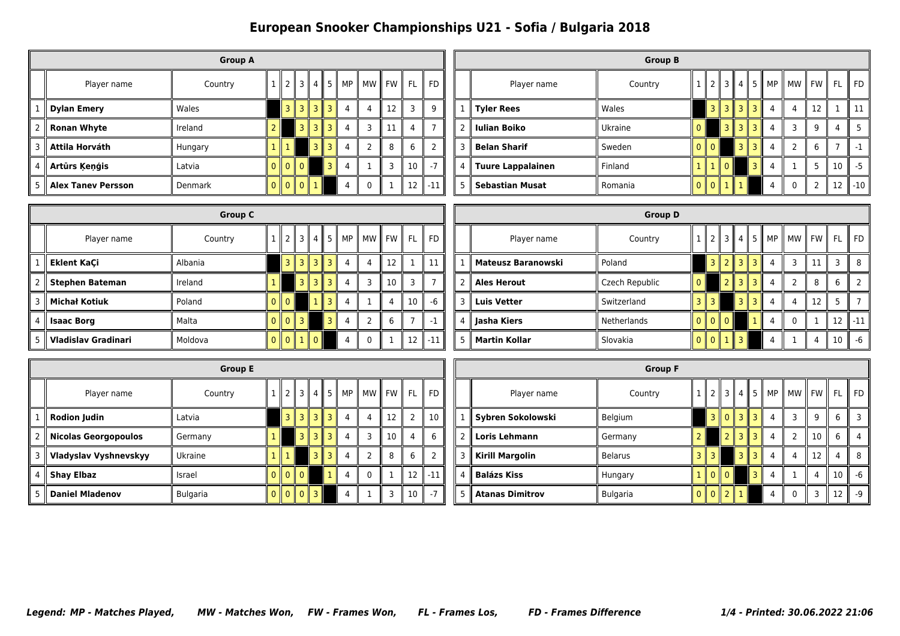# European Snooker Championships U21 - Sofia / Bulgaria 2018

## Group A

| | Player name | Country | 1 | 2 | 3 | 4 | 5 | MP | MW | FW | FL | FD |
|---|---|---|---|---|---|---|---|---|---|---|---|---|
| 1 | **Dylan Emery** | Wales | | 3 | 3 | 3 | 3 | 4 | 4 | 12 | 3 | 9 |
| 2 | **Ronan Whyte** | Ireland | 2 | | 3 | 3 | 3 | 4 | 3 | 11 | 4 | 7 |
| 3 | **Attila Horváth** | Hungary | 1 | 1 | | 3 | 3 | 4 | 2 | 8 | 6 | 2 |
| 4 | **Artūrs Ķeņģis** | Latvia | 0 | 0 | 0 | | 3 | 4 | 1 | 3 | 10 | -7 |
| 5 | **Alex Tanev Persson** | Denmark | 0 | 0 | 0 | 1 | | 4 | 0 | 1 | 12 | -11 |

## Group B

| | Player name | Country | 1 | 2 | 3 | 4 | 5 | MP | MW | FW | FL | FD |
|---|---|---|---|---|---|---|---|---|---|---|---|---|
| 1 | **Tyler Rees** | Wales | | 3 | 3 | 3 | 3 | 4 | 4 | 12 | 1 | 11 |
| 2 | **Iulian Boiko** | Ukraine | 0 | | 3 | 3 | 3 | 4 | 3 | 9 | 4 | 5 |
| 3 | **Belan Sharif** | Sweden | 0 | 0 | | 3 | 3 | 4 | 2 | 6 | 7 | -1 |
| 4 | **Tuure Lappalainen** | Finland | 1 | 1 | 0 | | 3 | 4 | 1 | 5 | 10 | -5 |
| 5 | **Sebastian Musat** | Romania | 0 | 0 | 1 | 1 | | 4 | 0 | 2 | 12 | -10 |

## Group C

| | Player name | Country | 1 | 2 | 3 | 4 | 5 | MP | MW | FW | FL | FD |
|---|---|---|---|---|---|---|---|---|---|---|---|---|
| 1 | **Eklent KaÇi** | Albania | | 3 | 3 | 3 | 3 | 4 | 4 | 12 | 1 | 11 |
| 2 | **Stephen Bateman** | Ireland | 1 | | 3 | 3 | 3 | 4 | 3 | 10 | 3 | 7 |
| 3 | **Michał Kotiuk** | Poland | 0 | 0 | | 1 | 3 | 4 | 1 | 4 | 10 | -6 |
| 4 | **Isaac Borg** | Malta | 0 | 0 | 3 | | 3 | 4 | 2 | 6 | 7 | -1 |
| 5 | **Vladislav Gradinari** | Moldova | 0 | 0 | 1 | 0 | | 4 | 0 | 1 | 12 | -11 |

## Group D

| | Player name | Country | 1 | 2 | 3 | 4 | 5 | MP | MW | FW | FL | FD |
|---|---|---|---|---|---|---|---|---|---|---|---|---|
| 1 | **Mateusz Baranowski** | Poland | | 3 | 2 | 3 | 3 | 4 | 3 | 11 | 3 | 8 |
| 2 | **Ales Herout** | Czech Republic | 0 | | 2 | 3 | 3 | 4 | 2 | 8 | 6 | 2 |
| 3 | **Luis Vetter** | Switzerland | 3 | 3 | | 3 | 3 | 4 | 4 | 12 | 5 | 7 |
| 4 | **Jasha Kiers** | Netherlands | 0 | 0 | 0 | | 1 | 4 | 0 | 1 | 12 | -11 |
| 5 | **Martin Kollar** | Slovakia | 0 | 0 | 1 | 3 | | 4 | 1 | 4 | 10 | -6 |

## Group E

| | Player name | Country | 1 | 2 | 3 | 4 | 5 | MP | MW | FW | FL | FD |
|---|---|---|---|---|---|---|---|---|---|---|---|---|
| 1 | **Rodion Judin** | Latvia | | 3 | 3 | 3 | 3 | 4 | 4 | 12 | 2 | 10 |
| 2 | **Nicolas Georgopoulos** | Germany | 1 | | 3 | 3 | 3 | 4 | 3 | 10 | 4 | 6 |
| 3 | **Vladyslav Vyshnevskyy** | Ukraine | 1 | 1 | | 3 | 3 | 4 | 2 | 8 | 6 | 2 |
| 4 | **Shay Elbaz** | Israel | 0 | 0 | 0 | | 1 | 4 | 0 | 1 | 12 | -11 |
| 5 | **Daniel Mladenov** | Bulgaria | 0 | 0 | 0 | 3 | | 4 | 1 | 3 | 10 | -7 |

## Group F

| | Player name | Country | 1 | 2 | 3 | 4 | 5 | MP | MW | FW | FL | FD |
|---|---|---|---|---|---|---|---|---|---|---|---|---|
| 1 | **Sybren Sokolowski** | Belgium | | 3 | 0 | 3 | 3 | 4 | 3 | 9 | 6 | 3 |
| 2 | **Loris Lehmann** | Germany | 2 | | 2 | 3 | 3 | 4 | 2 | 10 | 6 | 4 |
| 3 | **Kirill Margolin** | Belarus | 3 | 3 | | 3 | 3 | 4 | 4 | 12 | 4 | 8 |
| 4 | **Balázs Kiss** | Hungary | 1 | 0 | 0 | | 3 | 4 | 1 | 4 | 10 | -6 |
| 5 | **Atanas Dimitrov** | Bulgaria | 0 | 0 | 2 | 1 | | 4 | 0 | 3 | 12 | -9 |

***Legend: MP - Matches Played, MW - Matches Won, FW - Frames Won, FL - Frames Los, FD - Frames Difference***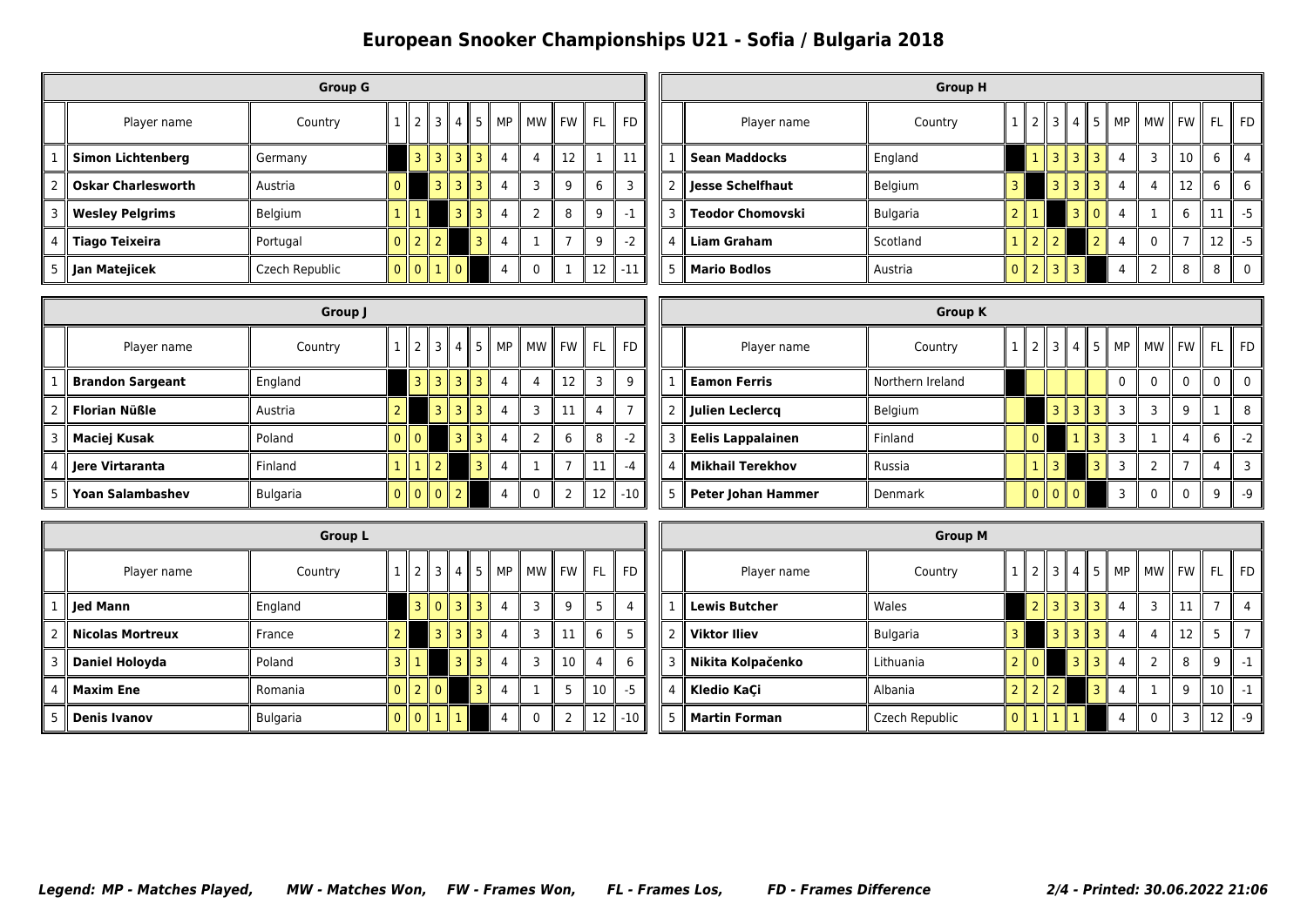# European Snooker Championships U21 - Sofia / Bulgaria 2018

## Group G

| | Player name | Country | 1 | 2 | 3 | 4 | 5 | MP | MW | FW | FL | FD |
|---|---|---|---|---|---|---|---|---|---|---|---|---|
| 1 | **Simon Lichtenberg** | Germany | | 3 | 3 | 3 | 3 | 4 | 4 | 12 | 1 | 11 |
| 2 | **Oskar Charlesworth** | Austria | 0 | | 3 | 3 | 3 | 4 | 3 | 9 | 6 | 3 |
| 3 | **Wesley Pelgrims** | Belgium | 1 | 1 | | 3 | 3 | 4 | 2 | 8 | 9 | -1 |
| 4 | **Tiago Teixeira** | Portugal | 0 | 2 | 2 | | 3 | 4 | 1 | 7 | 9 | -2 |
| 5 | **Jan Matejicek** | Czech Republic | 0 | 0 | 1 | 0 | | 4 | 0 | 1 | 12 | -11 |

## Group H

| | Player name | Country | 1 | 2 | 3 | 4 | 5 | MP | MW | FW | FL | FD |
|---|---|---|---|---|---|---|---|---|---|---|---|---|
| 1 | **Sean Maddocks** | England | | 1 | 3 | 3 | 3 | 4 | 3 | 10 | 6 | 4 |
| 2 | **Jesse Schelfhaut** | Belgium | 3 | | 3 | 3 | 3 | 4 | 4 | 12 | 6 | 6 |
| 3 | **Teodor Chomovski** | Bulgaria | 2 | 1 | | 3 | 0 | 4 | 1 | 6 | 11 | -5 |
| 4 | **Liam Graham** | Scotland | 1 | 2 | 2 | | 2 | 4 | 0 | 7 | 12 | -5 |
| 5 | **Mario Bodlos** | Austria | 0 | 2 | 3 | 3 | | 4 | 2 | 8 | 8 | 0 |

## Group J

| | Player name | Country | 1 | 2 | 3 | 4 | 5 | MP | MW | FW | FL | FD |
|---|---|---|---|---|---|---|---|---|---|---|---|---|
| 1 | **Brandon Sargeant** | England | | 3 | 3 | 3 | 3 | 4 | 4 | 12 | 3 | 9 |
| 2 | **Florian Nüßle** | Austria | 2 | | 3 | 3 | 3 | 4 | 3 | 11 | 4 | 7 |
| 3 | **Maciej Kusak** | Poland | 0 | 0 | | 3 | 3 | 4 | 2 | 6 | 8 | -2 |
| 4 | **Jere Virtaranta** | Finland | 1 | 1 | 2 | | 3 | 4 | 1 | 7 | 11 | -4 |
| 5 | **Yoan Salambashev** | Bulgaria | 0 | 0 | 0 | 2 | | 4 | 0 | 2 | 12 | -10 |

## Group K

| | Player name | Country | 1 | 2 | 3 | 4 | 5 | MP | MW | FW | FL | FD |
|---|---|---|---|---|---|---|---|---|---|---|---|---|
| 1 | **Eamon Ferris** | Northern Ireland | | | | | | 0 | 0 | 0 | 0 | 0 |
| 2 | **Julien Leclercq** | Belgium | | | 3 | 3 | 3 | 3 | 3 | 9 | 1 | 8 |
| 3 | **Eelis Lappalainen** | Finland | | 0 | | 1 | 3 | 3 | 1 | 4 | 6 | -2 |
| 4 | **Mikhail Terekhov** | Russia | | 1 | 3 | | 3 | 3 | 2 | 7 | 4 | 3 |
| 5 | **Peter Johan Hammer** | Denmark | | 0 | 0 | 0 | | 3 | 0 | 0 | 9 | -9 |

## Group L

| | Player name | Country | 1 | 2 | 3 | 4 | 5 | MP | MW | FW | FL | FD |
|---|---|---|---|---|---|---|---|---|---|---|---|---|
| 1 | **Jed Mann** | England | | 3 | 0 | 3 | 3 | 4 | 3 | 9 | 5 | 4 |
| 2 | **Nicolas Mortreux** | France | 2 | | 3 | 3 | 3 | 4 | 3 | 11 | 6 | 5 |
| 3 | **Daniel Holoyda** | Poland | 3 | 1 | | 3 | 3 | 4 | 3 | 10 | 4 | 6 |
| 4 | **Maxim Ene** | Romania | 0 | 2 | 0 | | 3 | 4 | 1 | 5 | 10 | -5 |
| 5 | **Denis Ivanov** | Bulgaria | 0 | 0 | 1 | 1 | | 4 | 0 | 2 | 12 | -10 |

## Group M

| | Player name | Country | 1 | 2 | 3 | 4 | 5 | MP | MW | FW | FL | FD |
|---|---|---|---|---|---|---|---|---|---|---|---|---|
| 1 | **Lewis Butcher** | Wales | | 2 | 3 | 3 | 3 | 4 | 3 | 11 | 7 | 4 |
| 2 | **Viktor Iliev** | Bulgaria | 3 | | 3 | 3 | 3 | 4 | 4 | 12 | 5 | 7 |
| 3 | **Nikita Kolpačenko** | Lithuania | 2 | 0 | | 3 | 3 | 4 | 2 | 8 | 9 | -1 |
| 4 | **Kledio KaÇi** | Albania | 2 | 2 | 2 | | 3 | 4 | 1 | 9 | 10 | -1 |
| 5 | **Martin Forman** | Czech Republic | 0 | 1 | 1 | 1 | | 4 | 0 | 3 | 12 | -9 |

***Legend: MP - Matches Played, MW - Matches Won, FW - Frames Won, FL - Frames Los, FD - Frames Difference***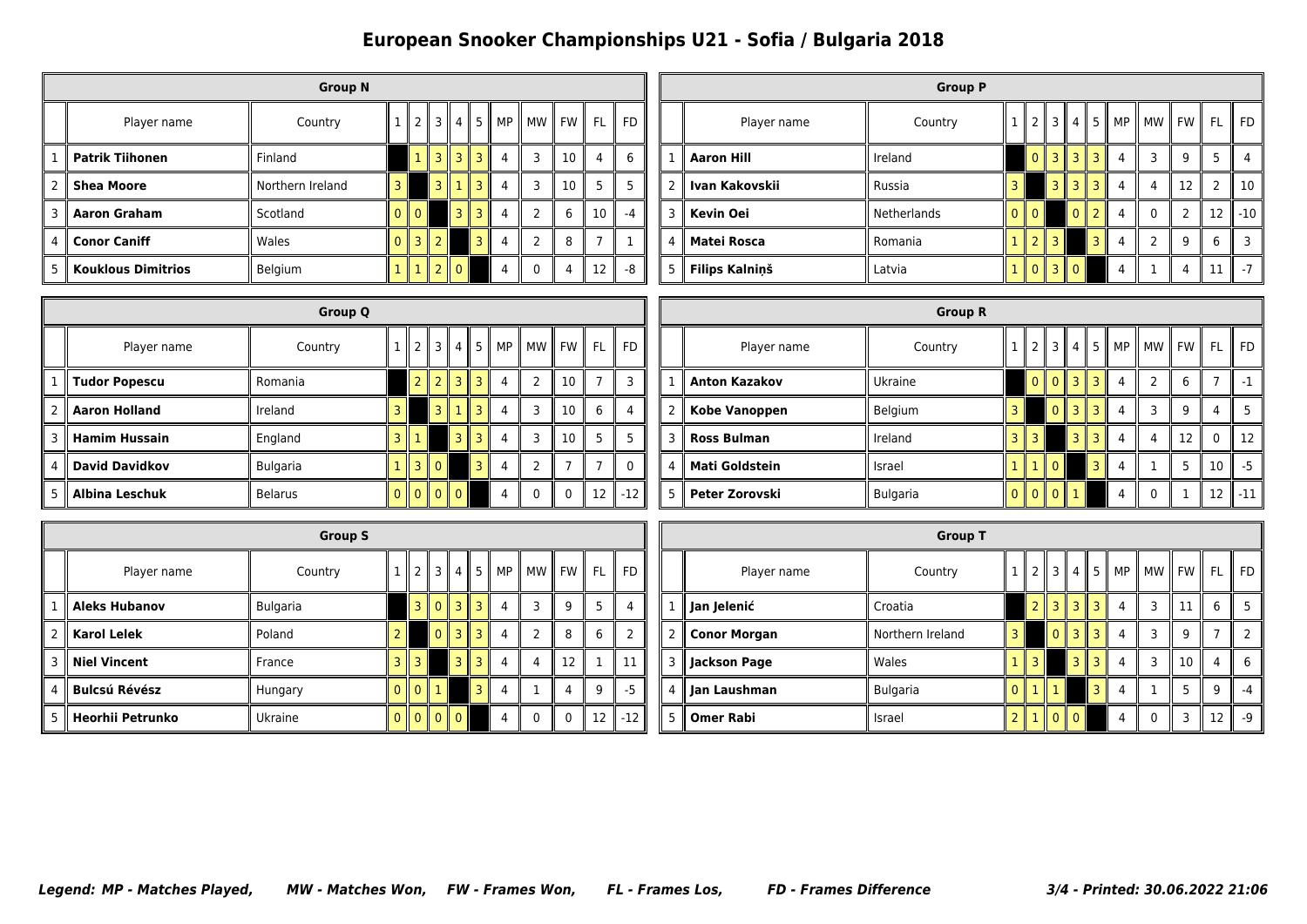# European Snooker Championships U21 - Sofia / Bulgaria 2018

## Group N

| | Player name | Country | 1 | 2 | 3 | 4 | 5 | MP | MW | FW | FL | FD |
|---|---|---|---|---|---|---|---|---|---|---|---|---|
| 1 | **Patrik Tiihonen** | Finland | | 1 | 3 | 3 | 3 | 4 | 3 | 10 | 4 | 6 |
| 2 | **Shea Moore** | Northern Ireland | 3 | | 3 | 1 | 3 | 4 | 3 | 10 | 5 | 5 |
| 3 | **Aaron Graham** | Scotland | 0 | 0 | | 3 | 3 | 4 | 2 | 6 | 10 | -4 |
| 4 | **Conor Caniff** | Wales | 0 | 3 | 2 | | 3 | 4 | 2 | 8 | 7 | 1 |
| 5 | **Kouklous Dimitrios** | Belgium | 1 | 1 | 2 | 0 | | 4 | 0 | 4 | 12 | -8 |

## Group P

| | Player name | Country | 1 | 2 | 3 | 4 | 5 | MP | MW | FW | FL | FD |
|---|---|---|---|---|---|---|---|---|---|---|---|---|
| 1 | **Aaron Hill** | Ireland | | 0 | 3 | 3 | 3 | 4 | 3 | 9 | 5 | 4 |
| 2 | **Ivan Kakovskii** | Russia | 3 | | 3 | 3 | 3 | 4 | 4 | 12 | 2 | 10 |
| 3 | **Kevin Oei** | Netherlands | 0 | 0 | | 0 | 2 | 4 | 0 | 2 | 12 | -10 |
| 4 | **Matei Rosca** | Romania | 1 | 2 | 3 | | 3 | 4 | 2 | 9 | 6 | 3 |
| 5 | **Filips Kalniņš** | Latvia | 1 | 0 | 3 | 0 | | 4 | 1 | 4 | 11 | -7 |

## Group Q

| | Player name | Country | 1 | 2 | 3 | 4 | 5 | MP | MW | FW | FL | FD |
|---|---|---|---|---|---|---|---|---|---|---|---|---|
| 1 | **Tudor Popescu** | Romania | | 2 | 2 | 3 | 3 | 4 | 2 | 10 | 7 | 3 |
| 2 | **Aaron Holland** | Ireland | 3 | | 3 | 1 | 3 | 4 | 3 | 10 | 6 | 4 |
| 3 | **Hamim Hussain** | England | 3 | 1 | | 3 | 3 | 4 | 3 | 10 | 5 | 5 |
| 4 | **David Davidkov** | Bulgaria | 1 | 3 | 0 | | 3 | 4 | 2 | 7 | 7 | 0 |
| 5 | **Albina Leschuk** | Belarus | 0 | 0 | 0 | 0 | | 4 | 0 | 0 | 12 | -12 |

## Group R

| | Player name | Country | 1 | 2 | 3 | 4 | 5 | MP | MW | FW | FL | FD |
|---|---|---|---|---|---|---|---|---|---|---|---|---|
| 1 | **Anton Kazakov** | Ukraine | | 0 | 0 | 3 | 3 | 4 | 2 | 6 | 7 | -1 |
| 2 | **Kobe Vanoppen** | Belgium | 3 | | 0 | 3 | 3 | 4 | 3 | 9 | 4 | 5 |
| 3 | **Ross Bulman** | Ireland | 3 | 3 | | 3 | 3 | 4 | 4 | 12 | 0 | 12 |
| 4 | **Mati Goldstein** | Israel | 1 | 1 | 0 | | 3 | 4 | 1 | 5 | 10 | -5 |
| 5 | **Peter Zorovski** | Bulgaria | 0 | 0 | 0 | 1 | | 4 | 0 | 1 | 12 | -11 |

## Group S

| | Player name | Country | 1 | 2 | 3 | 4 | 5 | MP | MW | FW | FL | FD |
|---|---|---|---|---|---|---|---|---|---|---|---|---|
| 1 | **Aleks Hubanov** | Bulgaria | | 3 | 0 | 3 | 3 | 4 | 3 | 9 | 5 | 4 |
| 2 | **Karol Lelek** | Poland | 2 | | 0 | 3 | 3 | 4 | 2 | 8 | 6 | 2 |
| 3 | **Niel Vincent** | France | 3 | 3 | | 3 | 3 | 4 | 4 | 12 | 1 | 11 |
| 4 | **Bulcsú Révész** | Hungary | 0 | 0 | 1 | | 3 | 4 | 1 | 4 | 9 | -5 |
| 5 | **Heorhii Petrunko** | Ukraine | 0 | 0 | 0 | 0 | | 4 | 0 | 0 | 12 | -12 |

## Group T

| | Player name | Country | 1 | 2 | 3 | 4 | 5 | MP | MW | FW | FL | FD |
|---|---|---|---|---|---|---|---|---|---|---|---|---|
| 1 | **Jan Jelenić** | Croatia | | 2 | 3 | 3 | 3 | 4 | 3 | 11 | 6 | 5 |
| 2 | **Conor Morgan** | Northern Ireland | 3 | | 0 | 3 | 3 | 4 | 3 | 9 | 7 | 2 |
| 3 | **Jackson Page** | Wales | 1 | 3 | | 3 | 3 | 4 | 3 | 10 | 4 | 6 |
| 4 | **Jan Laushman** | Bulgaria | 0 | 1 | 1 | | 3 | 4 | 1 | 5 | 9 | -4 |
| 5 | **Omer Rabi** | Israel | 2 | 1 | 0 | 0 | | 4 | 0 | 3 | 12 | -9 |

*Legend: MP - Matches Played, MW - Matches Won, FW - Frames Won, FL - Frames Los, FD - Frames Difference*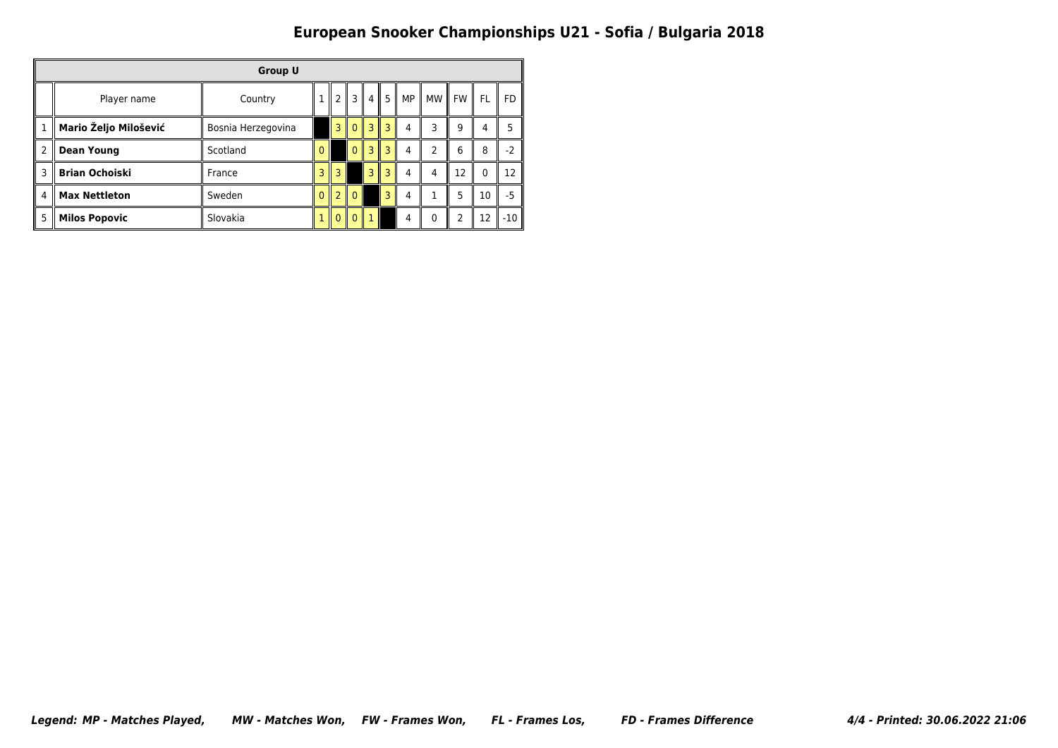# European Snooker Championships U21 - Sofia / Bulgaria 2018

| Group U | | | | | | | | | | | | |
|---|---|---|---|---|---|---|---|---|---|---|---|---|
| | Player name | Country | 1 | 2 | 3 | 4 | 5 | MP | MW | FW | FL | FD |
| 1 | **Mario Željo Milošević** | Bosnia Herzegovina | | 3 | 0 | 3 | 3 | 4 | 3 | 9 | 4 | 5 |
| 2 | **Dean Young** | Scotland | 0 | | 0 | 3 | 3 | 4 | 2 | 6 | 8 | -2 |
| 3 | **Brian Ochoiski** | France | 3 | 3 | | 3 | 3 | 4 | 4 | 12 | 0 | 12 |
| 4 | **Max Nettleton** | Sweden | 0 | 2 | 0 | | 3 | 4 | 1 | 5 | 10 | -5 |
| 5 | **Milos Popovic** | Slovakia | 1 | 0 | 0 | 1 | | 4 | 0 | 2 | 12 | -10 |

***Legend: MP - Matches Played, MW - Matches Won, FW - Frames Won, FL - Frames Los, FD - Frames Difference***

***Printed: 30.06.2022 21:06***